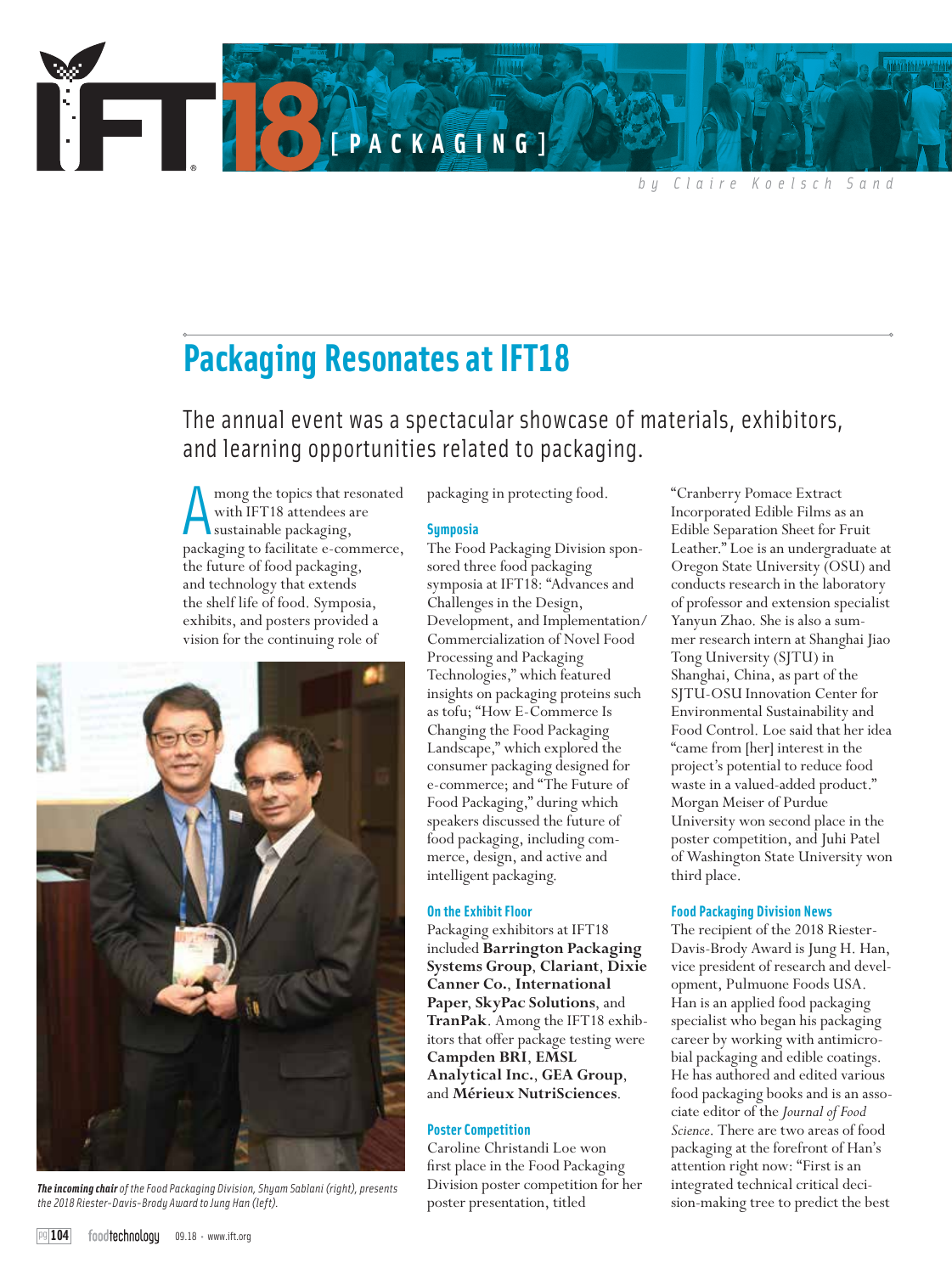[ PACKAGING ]

by Claire Koelsch Sand

# Packaging Resonates at IFT18

The annual event was a spectacular showcase of materials, exhibitors, and learning opportunities related to packaging.

Among the topics that resonated with IFT18 attendees are sustainable packaging, packaging to facilitate e-commerce, the future of food packaging, and technology that extends the shelf life of food. Symposia, exhibits, and posters provided a vision for the continuing role of packaging in protecting food.

***The incoming chair*** *of the Food Packaging Division, Shyam Sablani (right), presents the 2018 Riester-Davis-Brody Award to Jung Han (left).*

### Symposia

The Food Packaging Division sponsored three food packaging symposia at IFT18: "Advances and Challenges in the Design, Development, and Implementation/Commercialization of Novel Food Processing and Packaging Technologies," which featured insights on packaging proteins such as tofu; "How E-Commerce Is Changing the Food Packaging Landscape," which explored the consumer packaging designed for e-commerce; and "The Future of Food Packaging," during which speakers discussed the future of food packaging, including commerce, design, and active and intelligent packaging.

### On the Exhibit Floor

Packaging exhibitors at IFT18 included **Barrington Packaging Systems Group**, **Clariant**, **Dixie Canner Co.**, **International Paper**, **SkyPac Solutions**, and **TranPak**. Among the IFT18 exhibitors that offer package testing were **Campden BRI**, **EMSL Analytical Inc.**, **GEA Group**, and **Mérieux NutriSciences**.

### Poster Competition

Caroline Christandi Loe won first place in the Food Packaging Division poster competition for her poster presentation, titled "Cranberry Pomace Extract Incorporated Edible Films as an Edible Separation Sheet for Fruit Leather." Loe is an undergraduate at Oregon State University (OSU) and conducts research in the laboratory of professor and extension specialist Yanyun Zhao. She is also a summer research intern at Shanghai Jiao Tong University (SJTU) in Shanghai, China, as part of the SJTU-OSU Innovation Center for Environmental Sustainability and Food Control. Loe said that her idea "came from [her] interest in the project's potential to reduce food waste in a valued-added product." Morgan Meiser of Purdue University won second place in the poster competition, and Juhi Patel of Washington State University won third place.

### Food Packaging Division News

The recipient of the 2018 Riester-Davis-Brody Award is Jung H. Han, vice president of research and development, Pulmuone Foods USA. Han is an applied food packaging specialist who began his packaging career by working with antimicrobial packaging and edible coatings. He has authored and edited various food packaging books and is an associate editor of the *Journal of Food Science*. There are two areas of food packaging at the forefront of Han's attention right now: "First is an integrated technical critical decision-making tree to predict the best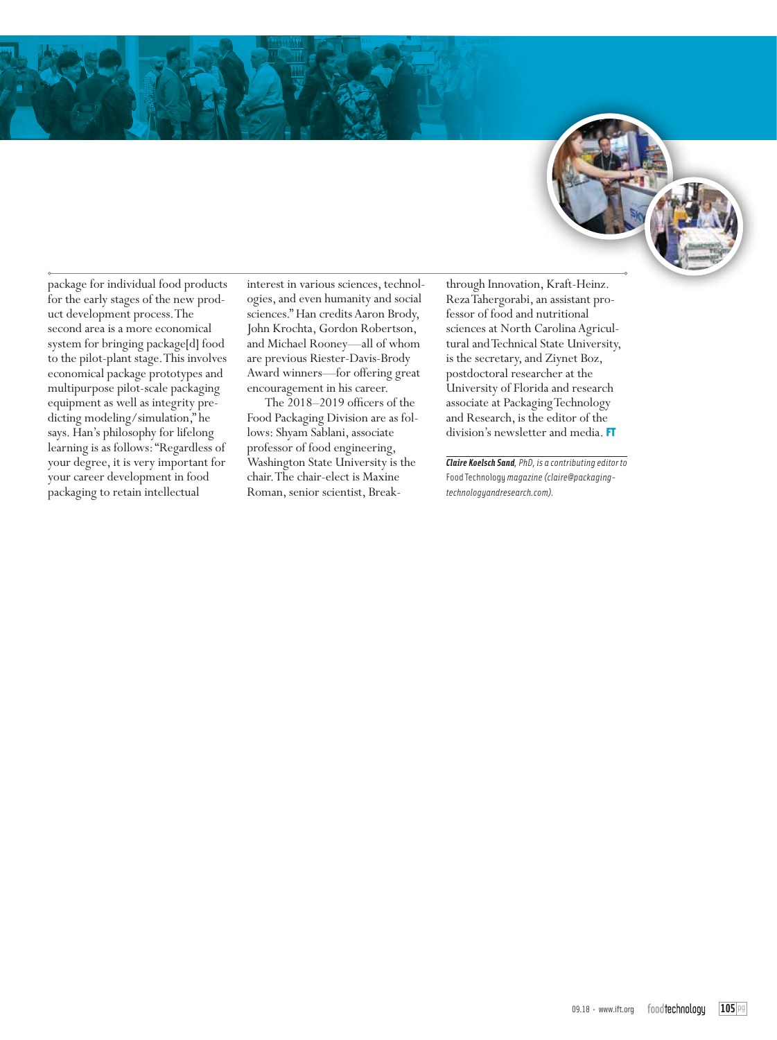package for individual food products for the early stages of the new product development process. The second area is a more economical system for bringing package[d] food to the pilot-plant stage. This involves economical package prototypes and multipurpose pilot-scale packaging equipment as well as integrity predicting modeling/simulation," he says. Han's philosophy for lifelong learning is as follows: "Regardless of your degree, it is very important for your career development in food packaging to retain intellectual interest in various sciences, technologies, and even humanity and social sciences." Han credits Aaron Brody, John Krochta, Gordon Robertson, and Michael Rooney—all of whom are previous Riester-Davis-Brody Award winners—for offering great encouragement in his career.

The 2018–2019 officers of the Food Packaging Division are as follows: Shyam Sablani, associate professor of food engineering, Washington State University is the chair. The chair-elect is Maxine Roman, senior scientist, Break-through Innovation, Kraft-Heinz. Reza Tahergorabi, an assistant professor of food and nutritional sciences at North Carolina Agricultural and Technical State University, is the secretary, and Ziynet Boz, postdoctoral researcher at the University of Florida and research associate at Packaging Technology and Research, is the editor of the division's newsletter and media. **FT**

***Claire Koelsch Sand**, PhD, is a contributing editor to* Food Technology *magazine (claire@packaging-technologyandresearch.com).*